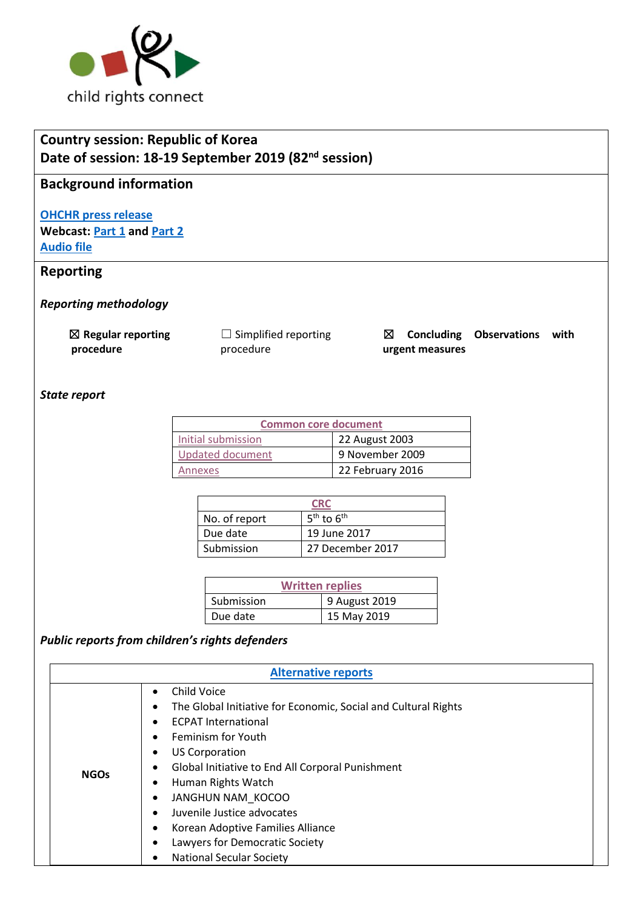child rights connect

## Country session: Republic of Korea
## Date of session: 18-19 September 2019 (82nd session)

## Background information

**OHCHR press release**
**Webcast: Part 1 and Part 2**
**Audio file**

## Reporting

***Reporting methodology***

☒ **Regular reporting procedure** ☐ Simplified reporting procedure ☒ **Concluding Observations with urgent measures**

***State report***

| Common core document | |
|---|---|
| Initial submission | 22 August 2003 |
| Updated document | 9 November 2009 |
| Annexes | 22 February 2016 |

| CRC | |
|---|---|
| No. of report | 5th to 6th |
| Due date | 19 June 2017 |
| Submission | 27 December 2017 |

| Written replies | |
|---|---|
| Submission | 9 August 2019 |
| Due date | 15 May 2019 |

***Public reports from children's rights defenders***

| Alternative reports | |
|---|---|
| **NGOs** | • Child Voice<br>• The Global Initiative for Economic, Social and Cultural Rights<br>• ECPAT International<br>• Feminism for Youth<br>• US Corporation<br>• Global Initiative to End All Corporal Punishment<br>• Human Rights Watch<br>• JANGHUN NAM_KOCOO<br>• Juvenile Justice advocates<br>• Korean Adoptive Families Alliance<br>• Lawyers for Democratic Society<br>• National Secular Society |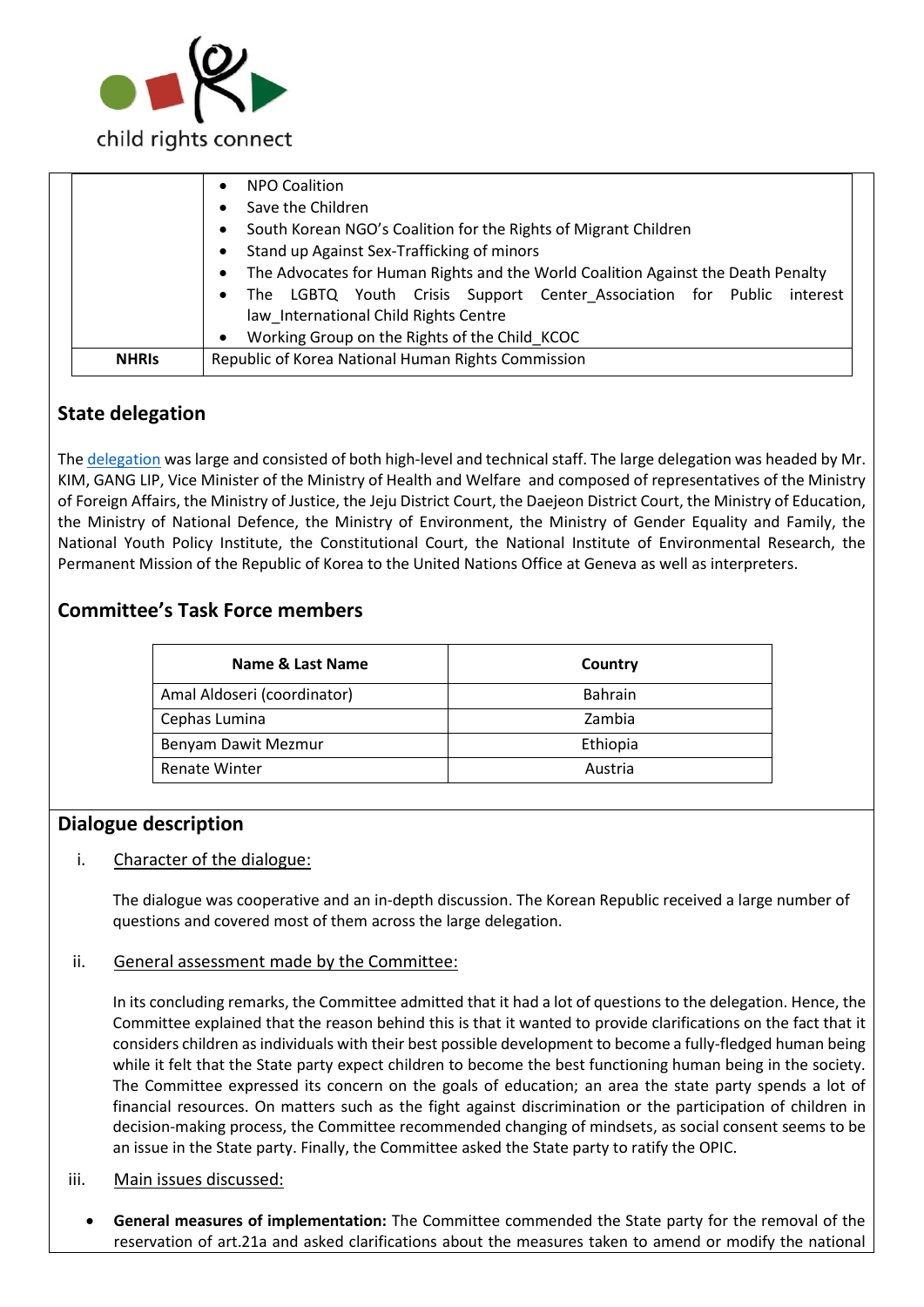| | |
|---|---|
| | • NPO Coalition<br>• Save the Children<br>• South Korean NGO's Coalition for the Rights of Migrant Children<br>• Stand up Against Sex-Trafficking of minors<br>• The Advocates for Human Rights and the World Coalition Against the Death Penalty<br>• The LGBTQ Youth Crisis Support Center_Association for Public interest law_International Child Rights Centre<br>• Working Group on the Rights of the Child_KCOC |
| **NHRIs** | Republic of Korea National Human Rights Commission |

## State delegation

The delegation was large and consisted of both high-level and technical staff. The large delegation was headed by Mr. KIM, GANG LIP, Vice Minister of the Ministry of Health and Welfare and composed of representatives of the Ministry of Foreign Affairs, the Ministry of Justice, the Jeju District Court, the Daejeon District Court, the Ministry of Education, the Ministry of National Defence, the Ministry of Environment, the Ministry of Gender Equality and Family, the National Youth Policy Institute, the Constitutional Court, the National Institute of Environmental Research, the Permanent Mission of the Republic of Korea to the United Nations Office at Geneva as well as interpreters.

## Committee's Task Force members

| Name & Last Name | Country |
|---|---|
| Amal Aldoseri (coordinator) | Bahrain |
| Cephas Lumina | Zambia |
| Benyam Dawit Mezmur | Ethiopia |
| Renate Winter | Austria |

## Dialogue description

i. Character of the dialogue:

The dialogue was cooperative and an in-depth discussion. The Korean Republic received a large number of questions and covered most of them across the large delegation.

ii. General assessment made by the Committee:

In its concluding remarks, the Committee admitted that it had a lot of questions to the delegation. Hence, the Committee explained that the reason behind this is that it wanted to provide clarifications on the fact that it considers children as individuals with their best possible development to become a fully-fledged human being while it felt that the State party expect children to become the best functioning human being in the society. The Committee expressed its concern on the goals of education; an area the state party spends a lot of financial resources. On matters such as the fight against discrimination or the participation of children in decision-making process, the Committee recommended changing of mindsets, as social consent seems to be an issue in the State party. Finally, the Committee asked the State party to ratify the OPIC.

iii. Main issues discussed:

- **General measures of implementation:** The Committee commended the State party for the removal of the reservation of art.21a and asked clarifications about the measures taken to amend or modify the national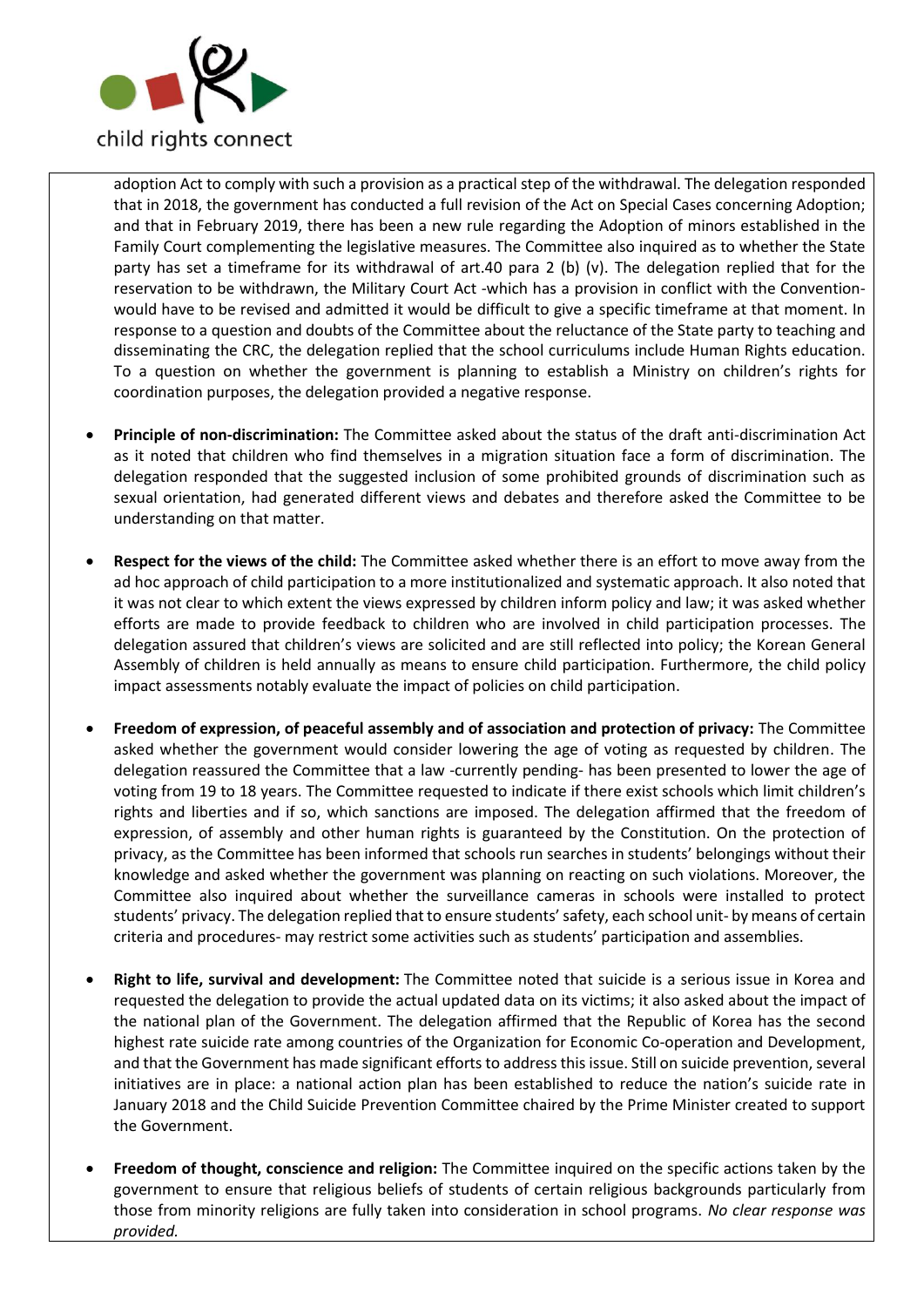adoption Act to comply with such a provision as a practical step of the withdrawal. The delegation responded that in 2018, the government has conducted a full revision of the Act on Special Cases concerning Adoption; and that in February 2019, there has been a new rule regarding the Adoption of minors established in the Family Court complementing the legislative measures. The Committee also inquired as to whether the State party has set a timeframe for its withdrawal of art.40 para 2 (b) (v). The delegation replied that for the reservation to be withdrawn, the Military Court Act -which has a provision in conflict with the Convention- would have to be revised and admitted it would be difficult to give a specific timeframe at that moment. In response to a question and doubts of the Committee about the reluctance of the State party to teaching and disseminating the CRC, the delegation replied that the school curriculums include Human Rights education. To a question on whether the government is planning to establish a Ministry on children's rights for coordination purposes, the delegation provided a negative response.

- **Principle of non-discrimination:** The Committee asked about the status of the draft anti-discrimination Act as it noted that children who find themselves in a migration situation face a form of discrimination. The delegation responded that the suggested inclusion of some prohibited grounds of discrimination such as sexual orientation, had generated different views and debates and therefore asked the Committee to be understanding on that matter.

- **Respect for the views of the child:** The Committee asked whether there is an effort to move away from the ad hoc approach of child participation to a more institutionalized and systematic approach. It also noted that it was not clear to which extent the views expressed by children inform policy and law; it was asked whether efforts are made to provide feedback to children who are involved in child participation processes. The delegation assured that children's views are solicited and are still reflected into policy; the Korean General Assembly of children is held annually as means to ensure child participation. Furthermore, the child policy impact assessments notably evaluate the impact of policies on child participation.

- **Freedom of expression, of peaceful assembly and of association and protection of privacy:** The Committee asked whether the government would consider lowering the age of voting as requested by children. The delegation reassured the Committee that a law -currently pending- has been presented to lower the age of voting from 19 to 18 years. The Committee requested to indicate if there exist schools which limit children's rights and liberties and if so, which sanctions are imposed. The delegation affirmed that the freedom of expression, of assembly and other human rights is guaranteed by the Constitution. On the protection of privacy, as the Committee has been informed that schools run searches in students' belongings without their knowledge and asked whether the government was planning on reacting on such violations. Moreover, the Committee also inquired about whether the surveillance cameras in schools were installed to protect students' privacy. The delegation replied that to ensure students' safety, each school unit- by means of certain criteria and procedures- may restrict some activities such as students' participation and assemblies.

- **Right to life, survival and development:** The Committee noted that suicide is a serious issue in Korea and requested the delegation to provide the actual updated data on its victims; it also asked about the impact of the national plan of the Government. The delegation affirmed that the Republic of Korea has the second highest rate suicide rate among countries of the Organization for Economic Co-operation and Development, and that the Government has made significant efforts to address this issue. Still on suicide prevention, several initiatives are in place: a national action plan has been established to reduce the nation's suicide rate in January 2018 and the Child Suicide Prevention Committee chaired by the Prime Minister created to support the Government.

- **Freedom of thought, conscience and religion:** The Committee inquired on the specific actions taken by the government to ensure that religious beliefs of students of certain religious backgrounds particularly from those from minority religions are fully taken into consideration in school programs. *No clear response was provided.*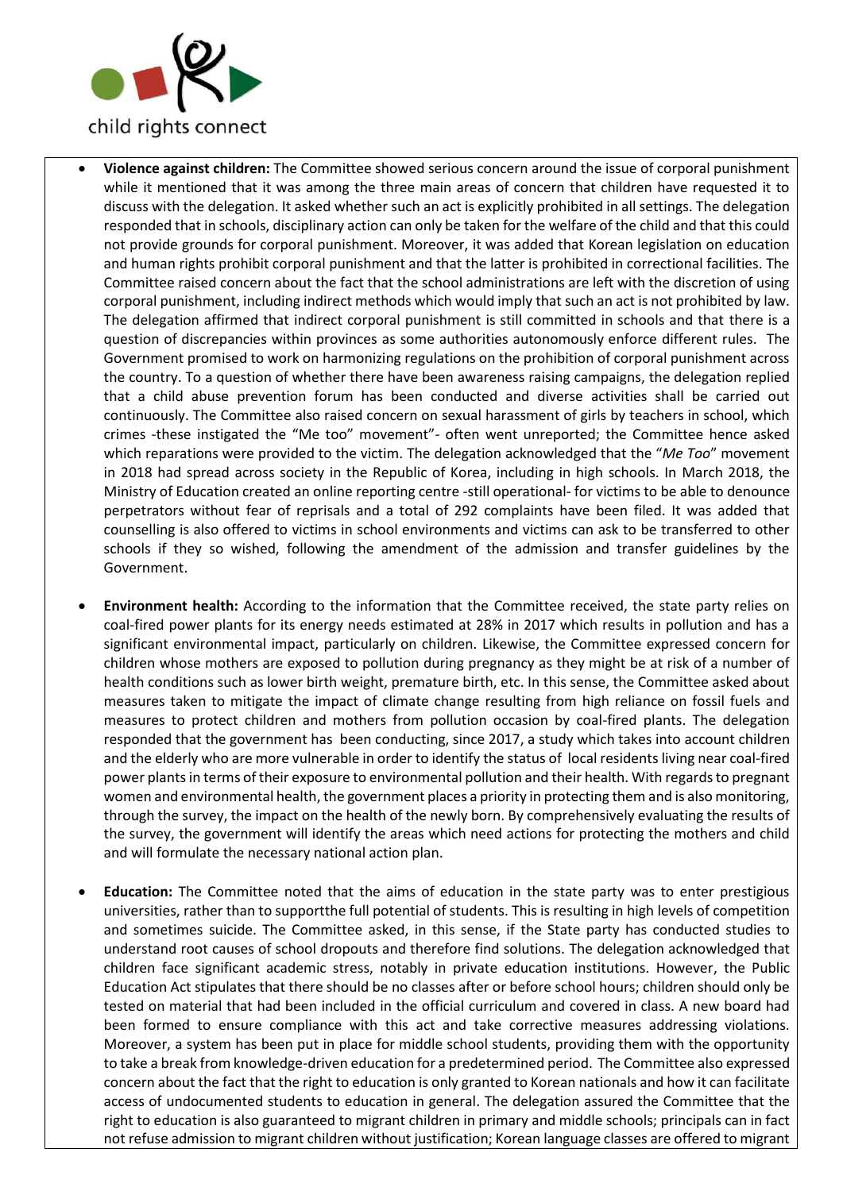- **Violence against children:** The Committee showed serious concern around the issue of corporal punishment while it mentioned that it was among the three main areas of concern that children have requested it to discuss with the delegation. It asked whether such an act is explicitly prohibited in all settings. The delegation responded that in schools, disciplinary action can only be taken for the welfare of the child and that this could not provide grounds for corporal punishment. Moreover, it was added that Korean legislation on education and human rights prohibit corporal punishment and that the latter is prohibited in correctional facilities. The Committee raised concern about the fact that the school administrations are left with the discretion of using corporal punishment, including indirect methods which would imply that such an act is not prohibited by law. The delegation affirmed that indirect corporal punishment is still committed in schools and that there is a question of discrepancies within provinces as some authorities autonomously enforce different rules. The Government promised to work on harmonizing regulations on the prohibition of corporal punishment across the country. To a question of whether there have been awareness raising campaigns, the delegation replied that a child abuse prevention forum has been conducted and diverse activities shall be carried out continuously. The Committee also raised concern on sexual harassment of girls by teachers in school, which crimes -these instigated the "Me too" movement"- often went unreported; the Committee hence asked which reparations were provided to the victim. The delegation acknowledged that the "*Me Too*" movement in 2018 had spread across society in the Republic of Korea, including in high schools. In March 2018, the Ministry of Education created an online reporting centre -still operational- for victims to be able to denounce perpetrators without fear of reprisals and a total of 292 complaints have been filed. It was added that counselling is also offered to victims in school environments and victims can ask to be transferred to other schools if they so wished, following the amendment of the admission and transfer guidelines by the Government.

- **Environment health:** According to the information that the Committee received, the state party relies on coal-fired power plants for its energy needs estimated at 28% in 2017 which results in pollution and has a significant environmental impact, particularly on children. Likewise, the Committee expressed concern for children whose mothers are exposed to pollution during pregnancy as they might be at risk of a number of health conditions such as lower birth weight, premature birth, etc. In this sense, the Committee asked about measures taken to mitigate the impact of climate change resulting from high reliance on fossil fuels and measures to protect children and mothers from pollution occasion by coal-fired plants. The delegation responded that the government has been conducting, since 2017, a study which takes into account children and the elderly who are more vulnerable in order to identify the status of local residents living near coal-fired power plants in terms of their exposure to environmental pollution and their health. With regards to pregnant women and environmental health, the government places a priority in protecting them and is also monitoring, through the survey, the impact on the health of the newly born. By comprehensively evaluating the results of the survey, the government will identify the areas which need actions for protecting the mothers and child and will formulate the necessary national action plan.

- **Education:** The Committee noted that the aims of education in the state party was to enter prestigious universities, rather than to supportthe full potential of students. This is resulting in high levels of competition and sometimes suicide. The Committee asked, in this sense, if the State party has conducted studies to understand root causes of school dropouts and therefore find solutions. The delegation acknowledged that children face significant academic stress, notably in private education institutions. However, the Public Education Act stipulates that there should be no classes after or before school hours; children should only be tested on material that had been included in the official curriculum and covered in class. A new board had been formed to ensure compliance with this act and take corrective measures addressing violations. Moreover, a system has been put in place for middle school students, providing them with the opportunity to take a break from knowledge-driven education for a predetermined period. The Committee also expressed concern about the fact that the right to education is only granted to Korean nationals and how it can facilitate access of undocumented students to education in general. The delegation assured the Committee that the right to education is also guaranteed to migrant children in primary and middle schools; principals can in fact not refuse admission to migrant children without justification; Korean language classes are offered to migrant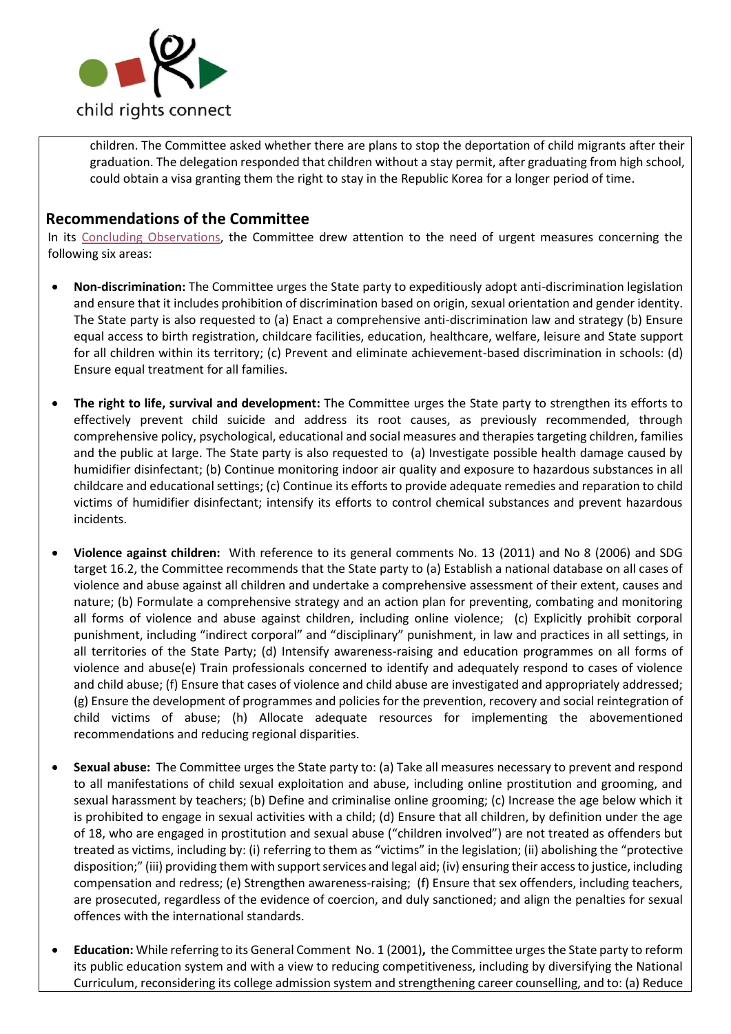children. The Committee asked whether there are plans to stop the deportation of child migrants after their graduation. The delegation responded that children without a stay permit, after graduating from high school, could obtain a visa granting them the right to stay in the Republic Korea for a longer period of time.

## Recommendations of the Committee

In its Concluding Observations, the Committee drew attention to the need of urgent measures concerning the following six areas:

- **Non-discrimination:** The Committee urges the State party to expeditiously adopt anti-discrimination legislation and ensure that it includes prohibition of discrimination based on origin, sexual orientation and gender identity. The State party is also requested to (a) Enact a comprehensive anti-discrimination law and strategy (b) Ensure equal access to birth registration, childcare facilities, education, healthcare, welfare, leisure and State support for all children within its territory; (c) Prevent and eliminate achievement-based discrimination in schools: (d) Ensure equal treatment for all families.

- **The right to life, survival and development:** The Committee urges the State party to strengthen its efforts to effectively prevent child suicide and address its root causes, as previously recommended, through comprehensive policy, psychological, educational and social measures and therapies targeting children, families and the public at large. The State party is also requested to (a) Investigate possible health damage caused by humidifier disinfectant; (b) Continue monitoring indoor air quality and exposure to hazardous substances in all childcare and educational settings; (c) Continue its efforts to provide adequate remedies and reparation to child victims of humidifier disinfectant; intensify its efforts to control chemical substances and prevent hazardous incidents.

- **Violence against children:** With reference to its general comments No. 13 (2011) and No 8 (2006) and SDG target 16.2, the Committee recommends that the State party to (a) Establish a national database on all cases of violence and abuse against all children and undertake a comprehensive assessment of their extent, causes and nature; (b) Formulate a comprehensive strategy and an action plan for preventing, combating and monitoring all forms of violence and abuse against children, including online violence; (c) Explicitly prohibit corporal punishment, including "indirect corporal" and "disciplinary" punishment, in law and practices in all settings, in all territories of the State Party; (d) Intensify awareness-raising and education programmes on all forms of violence and abuse(e) Train professionals concerned to identify and adequately respond to cases of violence and child abuse; (f) Ensure that cases of violence and child abuse are investigated and appropriately addressed; (g) Ensure the development of programmes and policies for the prevention, recovery and social reintegration of child victims of abuse; (h) Allocate adequate resources for implementing the abovementioned recommendations and reducing regional disparities.

- **Sexual abuse:** The Committee urges the State party to: (a) Take all measures necessary to prevent and respond to all manifestations of child sexual exploitation and abuse, including online prostitution and grooming, and sexual harassment by teachers; (b) Define and criminalise online grooming; (c) Increase the age below which it is prohibited to engage in sexual activities with a child; (d) Ensure that all children, by definition under the age of 18, who are engaged in prostitution and sexual abuse ("children involved") are not treated as offenders but treated as victims, including by: (i) referring to them as "victims" in the legislation; (ii) abolishing the "protective disposition;" (iii) providing them with support services and legal aid; (iv) ensuring their access to justice, including compensation and redress; (e) Strengthen awareness-raising; (f) Ensure that sex offenders, including teachers, are prosecuted, regardless of the evidence of coercion, and duly sanctioned; and align the penalties for sexual offences with the international standards.

- **Education:** While referring to its General Comment No. 1 (2001)**,** the Committee urges the State party to reform its public education system and with a view to reducing competitiveness, including by diversifying the National Curriculum, reconsidering its college admission system and strengthening career counselling, and to: (a) Reduce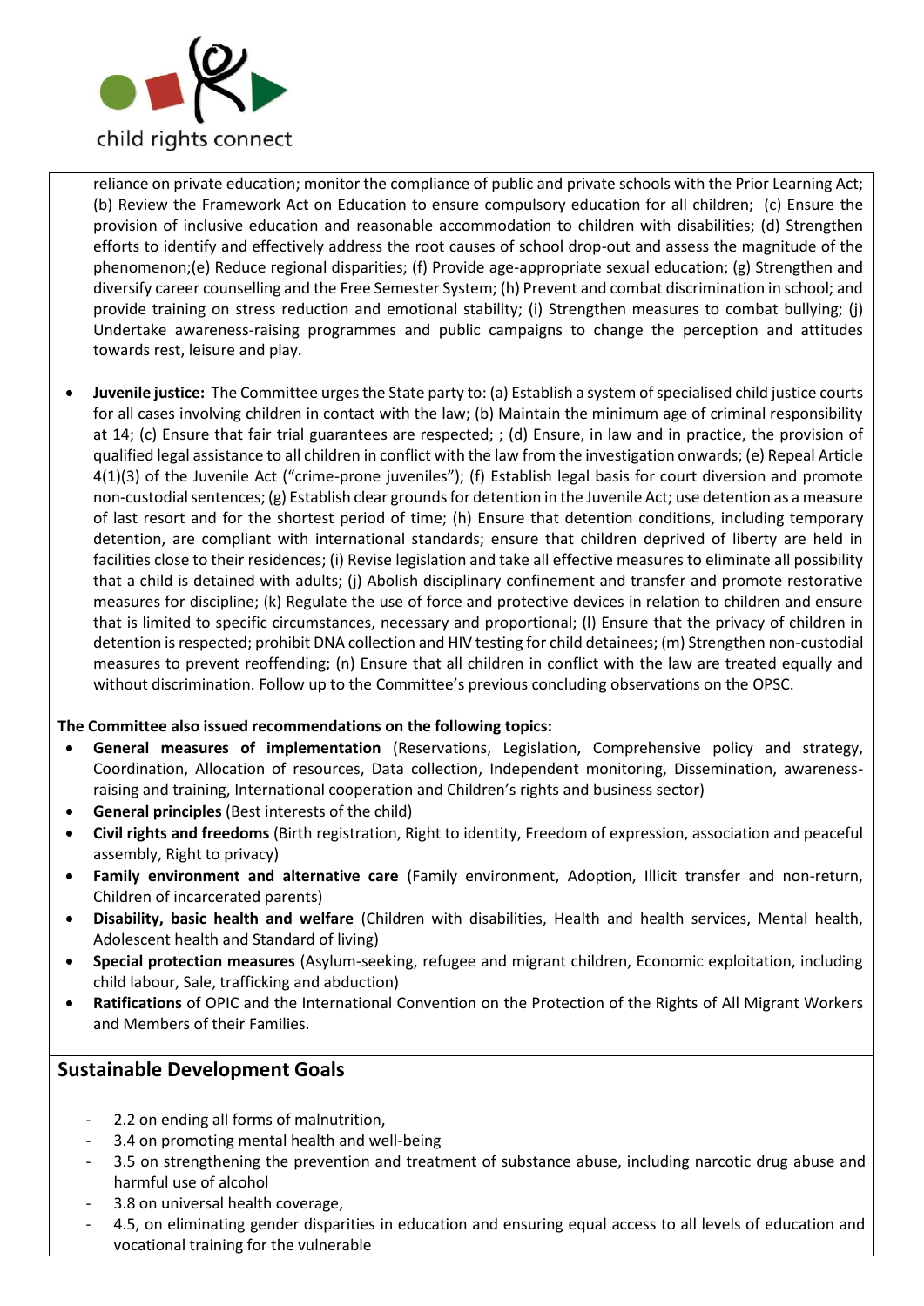reliance on private education; monitor the compliance of public and private schools with the Prior Learning Act; (b) Review the Framework Act on Education to ensure compulsory education for all children; (c) Ensure the provision of inclusive education and reasonable accommodation to children with disabilities; (d) Strengthen efforts to identify and effectively address the root causes of school drop-out and assess the magnitude of the phenomenon;(e) Reduce regional disparities; (f) Provide age-appropriate sexual education; (g) Strengthen and diversify career counselling and the Free Semester System; (h) Prevent and combat discrimination in school; and provide training on stress reduction and emotional stability; (i) Strengthen measures to combat bullying; (j) Undertake awareness-raising programmes and public campaigns to change the perception and attitudes towards rest, leisure and play.

- **Juvenile justice:** The Committee urges the State party to: (a) Establish a system of specialised child justice courts for all cases involving children in contact with the law; (b) Maintain the minimum age of criminal responsibility at 14; (c) Ensure that fair trial guarantees are respected; ; (d) Ensure, in law and in practice, the provision of qualified legal assistance to all children in conflict with the law from the investigation onwards; (e) Repeal Article 4(1)(3) of the Juvenile Act ("crime-prone juveniles"); (f) Establish legal basis for court diversion and promote non-custodial sentences; (g) Establish clear grounds for detention in the Juvenile Act; use detention as a measure of last resort and for the shortest period of time; (h) Ensure that detention conditions, including temporary detention, are compliant with international standards; ensure that children deprived of liberty are held in facilities close to their residences; (i) Revise legislation and take all effective measures to eliminate all possibility that a child is detained with adults; (j) Abolish disciplinary confinement and transfer and promote restorative measures for discipline; (k) Regulate the use of force and protective devices in relation to children and ensure that is limited to specific circumstances, necessary and proportional; (l) Ensure that the privacy of children in detention is respected; prohibit DNA collection and HIV testing for child detainees; (m) Strengthen non-custodial measures to prevent reoffending; (n) Ensure that all children in conflict with the law are treated equally and without discrimination. Follow up to the Committee's previous concluding observations on the OPSC.

**The Committee also issued recommendations on the following topics:**

- **General measures of implementation** (Reservations, Legislation, Comprehensive policy and strategy, Coordination, Allocation of resources, Data collection, Independent monitoring, Dissemination, awareness-raising and training, International cooperation and Children's rights and business sector)
- **General principles** (Best interests of the child)
- **Civil rights and freedoms** (Birth registration, Right to identity, Freedom of expression, association and peaceful assembly, Right to privacy)
- **Family environment and alternative care** (Family environment, Adoption, Illicit transfer and non-return, Children of incarcerated parents)
- **Disability, basic health and welfare** (Children with disabilities, Health and health services, Mental health, Adolescent health and Standard of living)
- **Special protection measures** (Asylum-seeking, refugee and migrant children, Economic exploitation, including child labour, Sale, trafficking and abduction)
- **Ratifications** of OPIC and the International Convention on the Protection of the Rights of All Migrant Workers and Members of their Families.

## Sustainable Development Goals

- 2.2 on ending all forms of malnutrition,
- 3.4 on promoting mental health and well-being
- 3.5 on strengthening the prevention and treatment of substance abuse, including narcotic drug abuse and harmful use of alcohol
- 3.8 on universal health coverage,
- 4.5, on eliminating gender disparities in education and ensuring equal access to all levels of education and vocational training for the vulnerable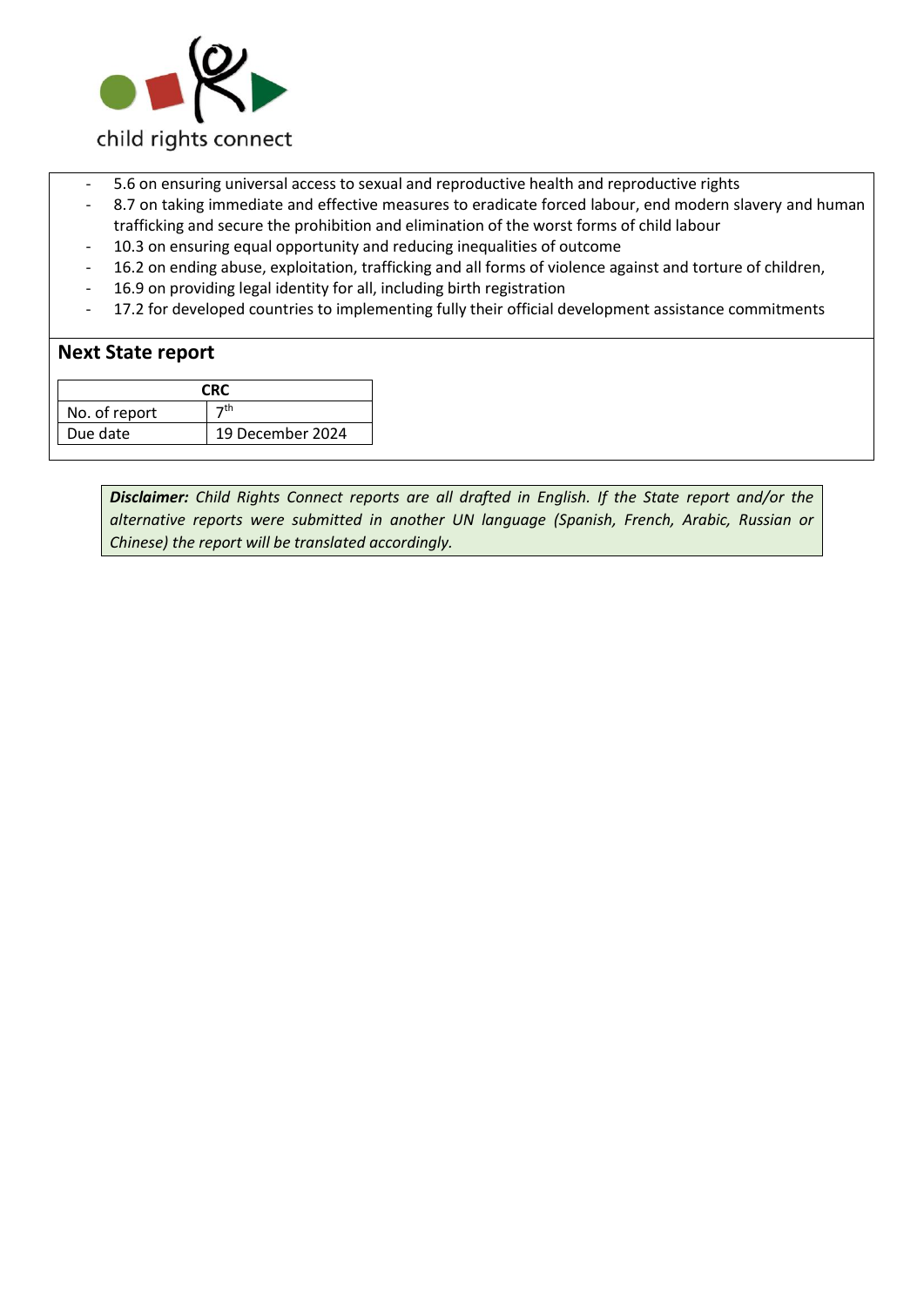- 5.6 on ensuring universal access to sexual and reproductive health and reproductive rights
- 8.7 on taking immediate and effective measures to eradicate forced labour, end modern slavery and human trafficking and secure the prohibition and elimination of the worst forms of child labour
- 10.3 on ensuring equal opportunity and reducing inequalities of outcome
- 16.2 on ending abuse, exploitation, trafficking and all forms of violence against and torture of children,
- 16.9 on providing legal identity for all, including birth registration
- 17.2 for developed countries to implementing fully their official development assistance commitments

## Next State report

| CRC | |
|---|---|
| No. of report | 7th |
| Due date | 19 December 2024 |

***Disclaimer:*** *Child Rights Connect reports are all drafted in English. If the State report and/or the alternative reports were submitted in another UN language (Spanish, French, Arabic, Russian or Chinese) the report will be translated accordingly.*